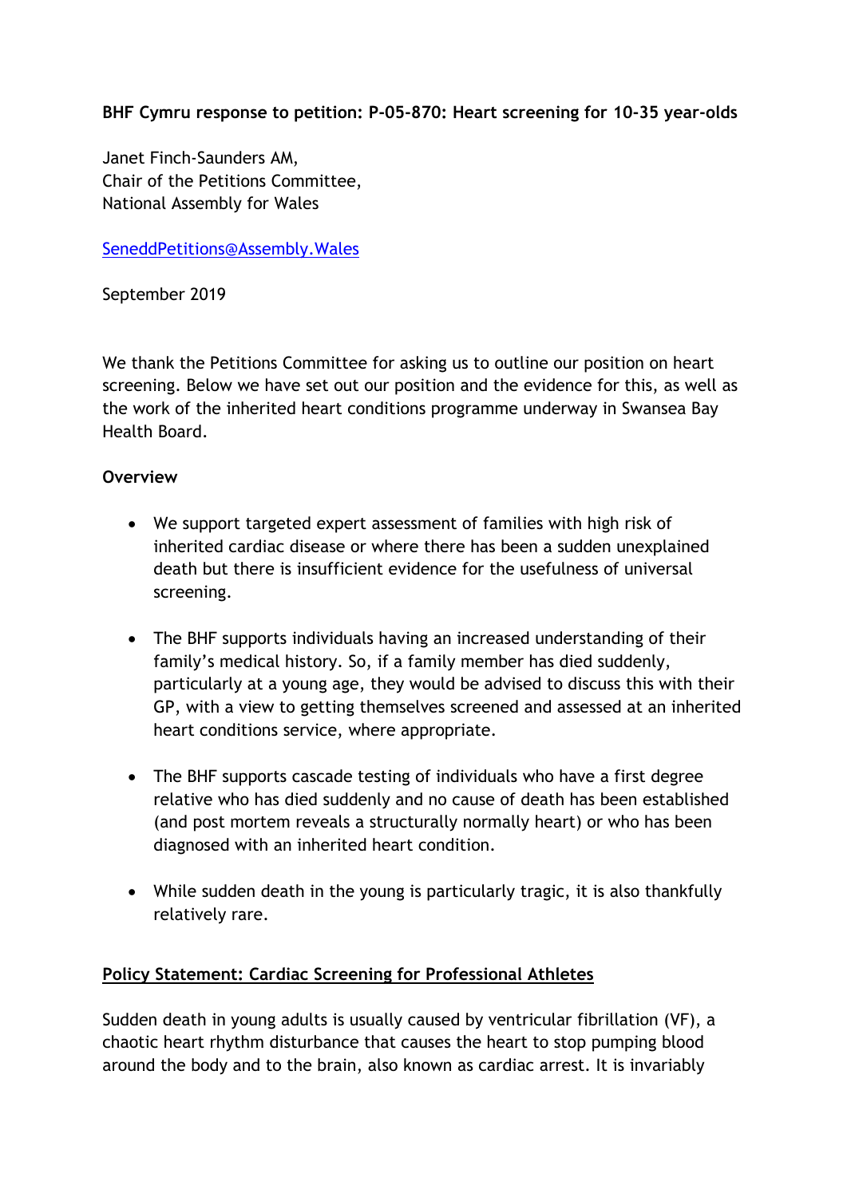**BHF Cymru response to petition: P-05-870: Heart screening for 10-35 year-olds**

Janet Finch-Saunders AM,
Chair of the Petitions Committee,
National Assembly for Wales

SeneddPetitions@Assembly.Wales

September 2019

We thank the Petitions Committee for asking us to outline our position on heart screening. Below we have set out our position and the evidence for this, as well as the work of the inherited heart conditions programme underway in Swansea Bay Health Board.

**Overview**

- We support targeted expert assessment of families with high risk of inherited cardiac disease or where there has been a sudden unexplained death but there is insufficient evidence for the usefulness of universal screening.
- The BHF supports individuals having an increased understanding of their family's medical history. So, if a family member has died suddenly, particularly at a young age, they would be advised to discuss this with their GP, with a view to getting themselves screened and assessed at an inherited heart conditions service, where appropriate.
- The BHF supports cascade testing of individuals who have a first degree relative who has died suddenly and no cause of death has been established (and post mortem reveals a structurally normally heart) or who has been diagnosed with an inherited heart condition.
- While sudden death in the young is particularly tragic, it is also thankfully relatively rare.

**Policy Statement: Cardiac Screening for Professional Athletes**

Sudden death in young adults is usually caused by ventricular fibrillation (VF), a chaotic heart rhythm disturbance that causes the heart to stop pumping blood around the body and to the brain, also known as cardiac arrest. It is invariably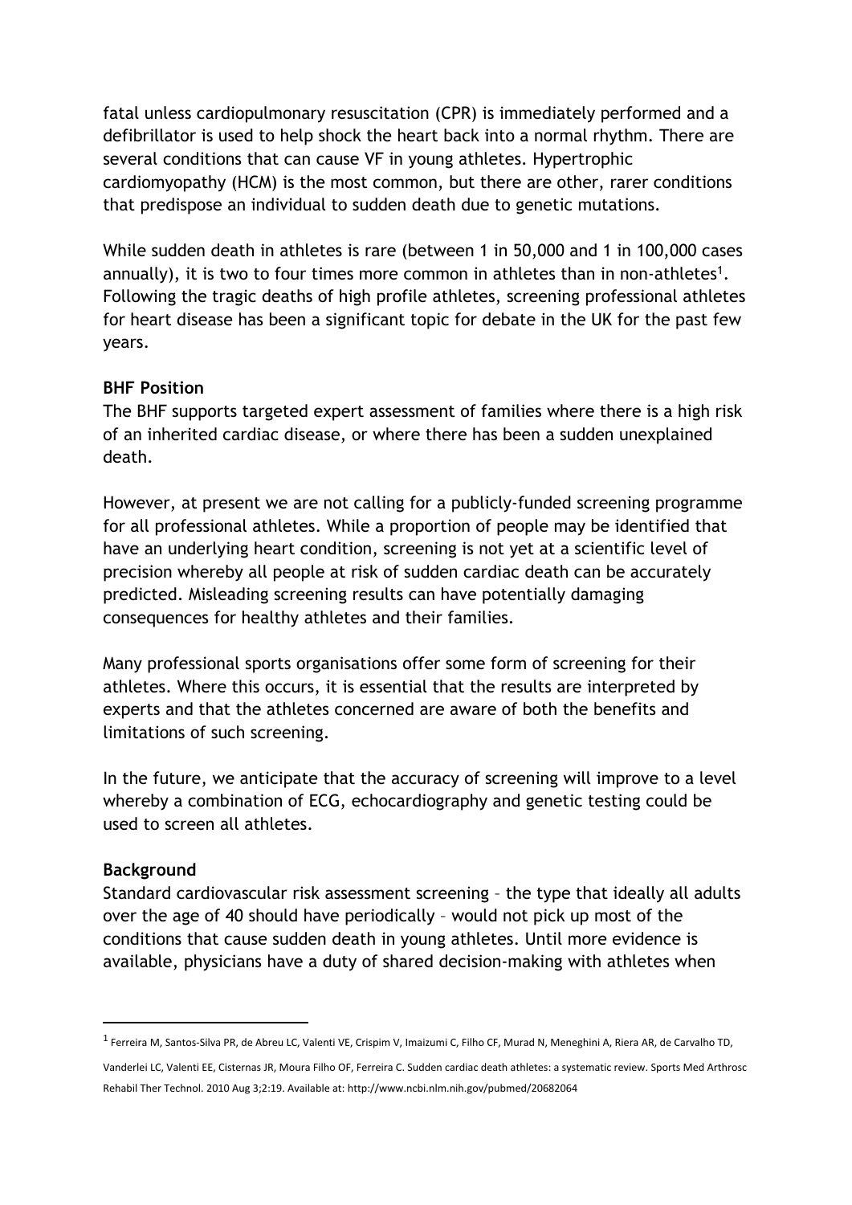fatal unless cardiopulmonary resuscitation (CPR) is immediately performed and a defibrillator is used to help shock the heart back into a normal rhythm. There are several conditions that can cause VF in young athletes. Hypertrophic cardiomyopathy (HCM) is the most common, but there are other, rarer conditions that predispose an individual to sudden death due to genetic mutations.

While sudden death in athletes is rare (between 1 in 50,000 and 1 in 100,000 cases annually), it is two to four times more common in athletes than in non-athletes[1]. Following the tragic deaths of high profile athletes, screening professional athletes for heart disease has been a significant topic for debate in the UK for the past few years.

**BHF Position**

The BHF supports targeted expert assessment of families where there is a high risk of an inherited cardiac disease, or where there has been a sudden unexplained death.

However, at present we are not calling for a publicly-funded screening programme for all professional athletes. While a proportion of people may be identified that have an underlying heart condition, screening is not yet at a scientific level of precision whereby all people at risk of sudden cardiac death can be accurately predicted. Misleading screening results can have potentially damaging consequences for healthy athletes and their families.

Many professional sports organisations offer some form of screening for their athletes. Where this occurs, it is essential that the results are interpreted by experts and that the athletes concerned are aware of both the benefits and limitations of such screening.

In the future, we anticipate that the accuracy of screening will improve to a level whereby a combination of ECG, echocardiography and genetic testing could be used to screen all athletes.

**Background**

Standard cardiovascular risk assessment screening – the type that ideally all adults over the age of 40 should have periodically – would not pick up most of the conditions that cause sudden death in young athletes. Until more evidence is available, physicians have a duty of shared decision-making with athletes when

---

[1] Ferreira M, Santos-Silva PR, de Abreu LC, Valenti VE, Crispim V, Imaizumi C, Filho CF, Murad N, Meneghini A, Riera AR, de Carvalho TD, Vanderlei LC, Valenti EE, Cisternas JR, Moura Filho OF, Ferreira C. Sudden cardiac death athletes: a systematic review. Sports Med Arthrosc Rehabil Ther Technol. 2010 Aug 3;2:19. Available at: http://www.ncbi.nlm.nih.gov/pubmed/20682064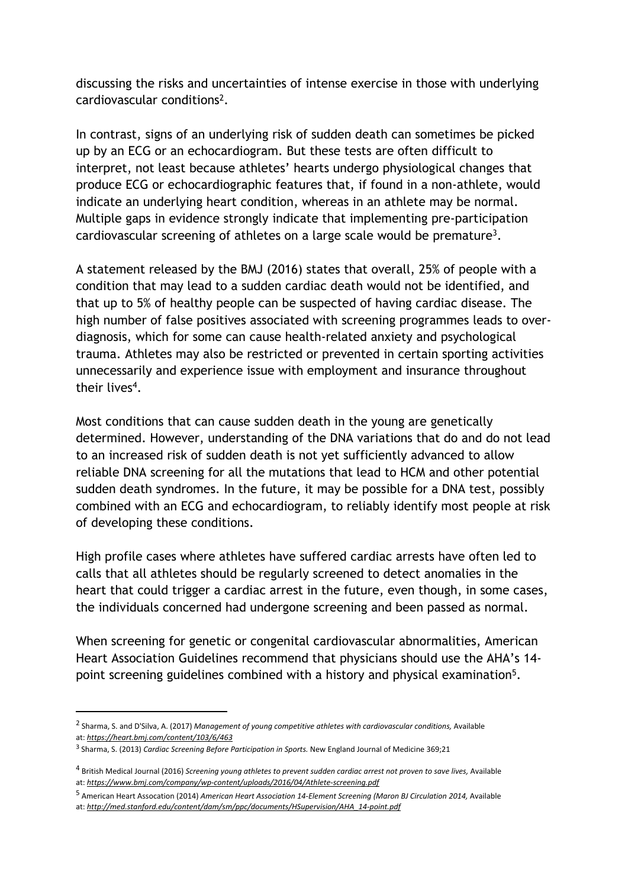discussing the risks and uncertainties of intense exercise in those with underlying cardiovascular conditions[2].

In contrast, signs of an underlying risk of sudden death can sometimes be picked up by an ECG or an echocardiogram. But these tests are often difficult to interpret, not least because athletes' hearts undergo physiological changes that produce ECG or echocardiographic features that, if found in a non-athlete, would indicate an underlying heart condition, whereas in an athlete may be normal. Multiple gaps in evidence strongly indicate that implementing pre-participation cardiovascular screening of athletes on a large scale would be premature[3].

A statement released by the BMJ (2016) states that overall, 25% of people with a condition that may lead to a sudden cardiac death would not be identified, and that up to 5% of healthy people can be suspected of having cardiac disease. The high number of false positives associated with screening programmes leads to over-diagnosis, which for some can cause health-related anxiety and psychological trauma. Athletes may also be restricted or prevented in certain sporting activities unnecessarily and experience issue with employment and insurance throughout their lives[4].

Most conditions that can cause sudden death in the young are genetically determined. However, understanding of the DNA variations that do and do not lead to an increased risk of sudden death is not yet sufficiently advanced to allow reliable DNA screening for all the mutations that lead to HCM and other potential sudden death syndromes. In the future, it may be possible for a DNA test, possibly combined with an ECG and echocardiogram, to reliably identify most people at risk of developing these conditions.

High profile cases where athletes have suffered cardiac arrests have often led to calls that all athletes should be regularly screened to detect anomalies in the heart that could trigger a cardiac arrest in the future, even though, in some cases, the individuals concerned had undergone screening and been passed as normal.

When screening for genetic or congenital cardiovascular abnormalities, American Heart Association Guidelines recommend that physicians should use the AHA's 14-point screening guidelines combined with a history and physical examination[5].

---

[2] Sharma, S. and D'Silva, A. (2017) *Management of young competitive athletes with cardiovascular conditions,* Available at: ***https://heart.bmj.com/content/103/6/463***

[3] Sharma, S. (2013) *Cardiac Screening Before Participation in Sports.* New England Journal of Medicine 369;21

[4] British Medical Journal (2016) *Screening young athletes to prevent sudden cardiac arrest not proven to save lives,* Available at: ***https://www.bmj.com/company/wp-content/uploads/2016/04/Athlete-screening.pdf***

[5] American Heart Assocation (2014) *American Heart Association 14-Element Screening (Maron BJ Circulation 2014,* Available at: ***http://med.stanford.edu/content/dam/sm/ppc/documents/HSupervision/AHA_14-point.pdf***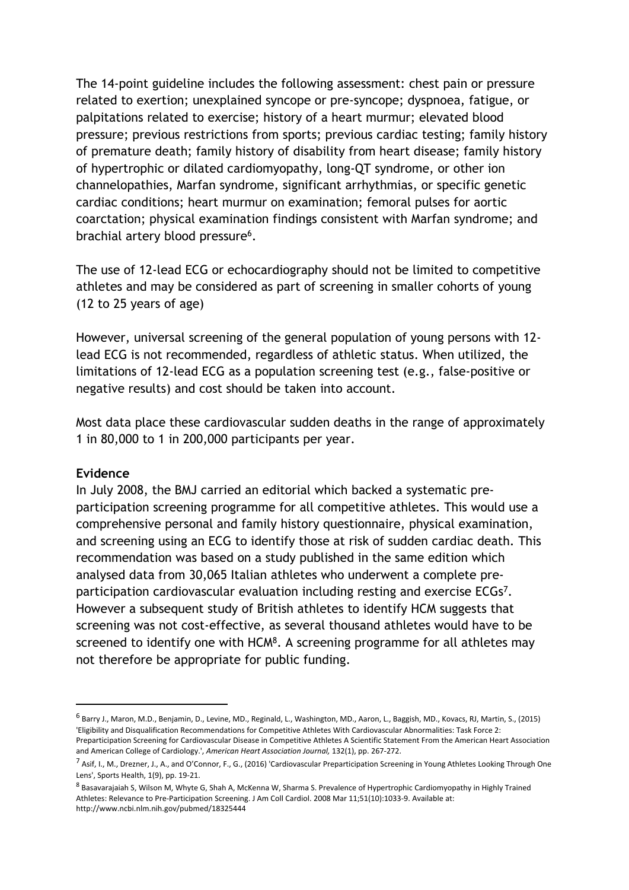The 14-point guideline includes the following assessment: chest pain or pressure related to exertion; unexplained syncope or pre-syncope; dyspnoea, fatigue, or palpitations related to exercise; history of a heart murmur; elevated blood pressure; previous restrictions from sports; previous cardiac testing; family history of premature death; family history of disability from heart disease; family history of hypertrophic or dilated cardiomyopathy, long-QT syndrome, or other ion channelopathies, Marfan syndrome, significant arrhythmias, or specific genetic cardiac conditions; heart murmur on examination; femoral pulses for aortic coarctation; physical examination findings consistent with Marfan syndrome; and brachial artery blood pressure[6].

The use of 12-lead ECG or echocardiography should not be limited to competitive athletes and may be considered as part of screening in smaller cohorts of young (12 to 25 years of age)

However, universal screening of the general population of young persons with 12-lead ECG is not recommended, regardless of athletic status. When utilized, the limitations of 12-lead ECG as a population screening test (e.g., false-positive or negative results) and cost should be taken into account.

Most data place these cardiovascular sudden deaths in the range of approximately 1 in 80,000 to 1 in 200,000 participants per year.

**Evidence**

In July 2008, the BMJ carried an editorial which backed a systematic pre-participation screening programme for all competitive athletes. This would use a comprehensive personal and family history questionnaire, physical examination, and screening using an ECG to identify those at risk of sudden cardiac death. This recommendation was based on a study published in the same edition which analysed data from 30,065 Italian athletes who underwent a complete pre-participation cardiovascular evaluation including resting and exercise ECGs[7]. However a subsequent study of British athletes to identify HCM suggests that screening was not cost-effective, as several thousand athletes would have to be screened to identify one with HCM[8]. A screening programme for all athletes may not therefore be appropriate for public funding.

---

[6] Barry J., Maron, M.D., Benjamin, D., Levine, MD., Reginald, L., Washington, MD., Aaron, L., Baggish, MD., Kovacs, RJ, Martin, S., (2015) 'Eligibility and Disqualification Recommendations for Competitive Athletes With Cardiovascular Abnormalities: Task Force 2: Preparticipation Screening for Cardiovascular Disease in Competitive Athletes A Scientific Statement From the American Heart Association and American College of Cardiology.', *American Heart Association Journal,* 132(1), pp. 267-272.

[7] Asif, I., M., Drezner, J., A., and O'Connor, F., G., (2016) 'Cardiovascular Preparticipation Screening in Young Athletes Looking Through One Lens', Sports Health, 1(9), pp. 19-21.

[8] Basavarajaiah S, Wilson M, Whyte G, Shah A, McKenna W, Sharma S. Prevalence of Hypertrophic Cardiomyopathy in Highly Trained Athletes: Relevance to Pre-Participation Screening. J Am Coll Cardiol. 2008 Mar 11;51(10):1033-9. Available at: http://www.ncbi.nlm.nih.gov/pubmed/18325444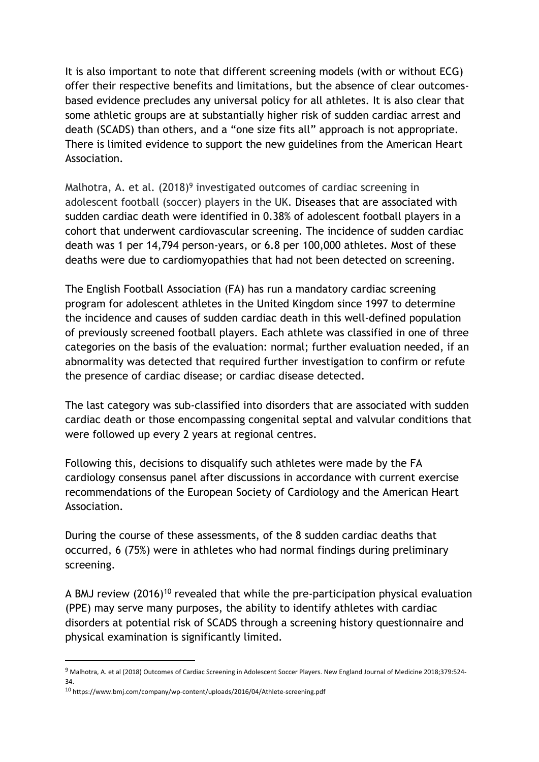It is also important to note that different screening models (with or without ECG) offer their respective benefits and limitations, but the absence of clear outcomes-based evidence precludes any universal policy for all athletes. It is also clear that some athletic groups are at substantially higher risk of sudden cardiac arrest and death (SCADS) than others, and a "one size fits all" approach is not appropriate. There is limited evidence to support the new guidelines from the American Heart Association.

Malhotra, A. et al. (2018)[9] investigated outcomes of cardiac screening in adolescent football (soccer) players in the UK. Diseases that are associated with sudden cardiac death were identified in 0.38% of adolescent football players in a cohort that underwent cardiovascular screening. The incidence of sudden cardiac death was 1 per 14,794 person-years, or 6.8 per 100,000 athletes. Most of these deaths were due to cardiomyopathies that had not been detected on screening.

The English Football Association (FA) has run a mandatory cardiac screening program for adolescent athletes in the United Kingdom since 1997 to determine the incidence and causes of sudden cardiac death in this well-defined population of previously screened football players. Each athlete was classified in one of three categories on the basis of the evaluation: normal; further evaluation needed, if an abnormality was detected that required further investigation to confirm or refute the presence of cardiac disease; or cardiac disease detected.

The last category was sub-classified into disorders that are associated with sudden cardiac death or those encompassing congenital septal and valvular conditions that were followed up every 2 years at regional centres.

Following this, decisions to disqualify such athletes were made by the FA cardiology consensus panel after discussions in accordance with current exercise recommendations of the European Society of Cardiology and the American Heart Association.

During the course of these assessments, of the 8 sudden cardiac deaths that occurred, 6 (75%) were in athletes who had normal findings during preliminary screening.

A BMJ review (2016)[10] revealed that while the pre-participation physical evaluation (PPE) may serve many purposes, the ability to identify athletes with cardiac disorders at potential risk of SCADS through a screening history questionnaire and physical examination is significantly limited.

---

[9] Malhotra, A. et al (2018) Outcomes of Cardiac Screening in Adolescent Soccer Players. New England Journal of Medicine 2018;379:524-34.

[10] https://www.bmj.com/company/wp-content/uploads/2016/04/Athlete-screening.pdf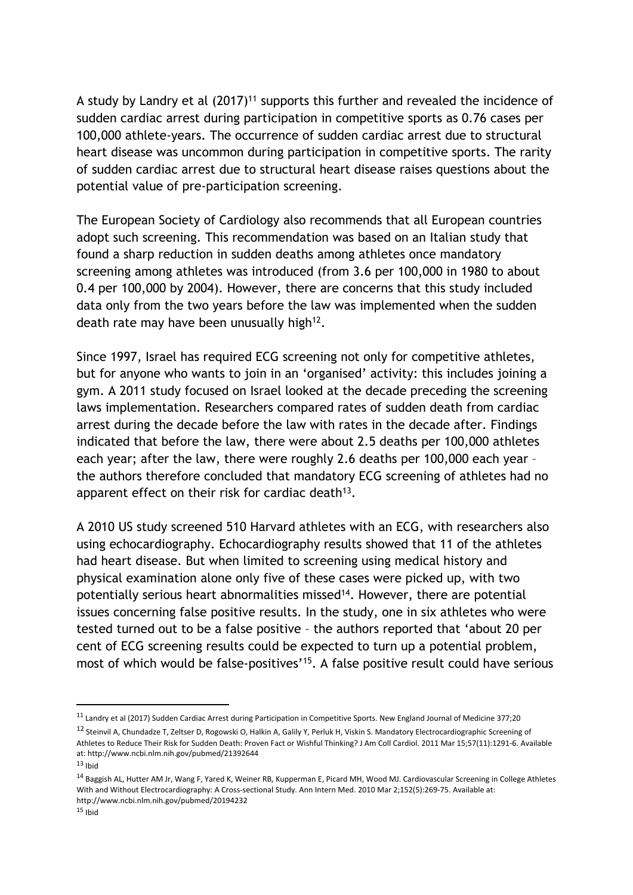A study by Landry et al (2017)[11] supports this further and revealed the incidence of sudden cardiac arrest during participation in competitive sports as 0.76 cases per 100,000 athlete-years. The occurrence of sudden cardiac arrest due to structural heart disease was uncommon during participation in competitive sports. The rarity of sudden cardiac arrest due to structural heart disease raises questions about the potential value of pre-participation screening.

The European Society of Cardiology also recommends that all European countries adopt such screening. This recommendation was based on an Italian study that found a sharp reduction in sudden deaths among athletes once mandatory screening among athletes was introduced (from 3.6 per 100,000 in 1980 to about 0.4 per 100,000 by 2004). However, there are concerns that this study included data only from the two years before the law was implemented when the sudden death rate may have been unusually high[12].

Since 1997, Israel has required ECG screening not only for competitive athletes, but for anyone who wants to join in an 'organised' activity: this includes joining a gym. A 2011 study focused on Israel looked at the decade preceding the screening laws implementation. Researchers compared rates of sudden death from cardiac arrest during the decade before the law with rates in the decade after. Findings indicated that before the law, there were about 2.5 deaths per 100,000 athletes each year; after the law, there were roughly 2.6 deaths per 100,000 each year – the authors therefore concluded that mandatory ECG screening of athletes had no apparent effect on their risk for cardiac death[13].

A 2010 US study screened 510 Harvard athletes with an ECG, with researchers also using echocardiography. Echocardiography results showed that 11 of the athletes had heart disease. But when limited to screening using medical history and physical examination alone only five of these cases were picked up, with two potentially serious heart abnormalities missed[14]. However, there are potential issues concerning false positive results. In the study, one in six athletes who were tested turned out to be a false positive – the authors reported that 'about 20 per cent of ECG screening results could be expected to turn up a potential problem, most of which would be false-positives'[15]. A false positive result could have serious

---

[11] Landry et al (2017) Sudden Cardiac Arrest during Participation in Competitive Sports. New England Journal of Medicine 377;20

[12] Steinvil A, Chundadze T, Zeltser D, Rogowski O, Halkin A, Galily Y, Perluk H, Viskin S. Mandatory Electrocardiographic Screening of Athletes to Reduce Their Risk for Sudden Death: Proven Fact or Wishful Thinking? J Am Coll Cardiol. 2011 Mar 15;57(11):1291-6. Available at: http://www.ncbi.nlm.nih.gov/pubmed/21392644

[13] Ibid

[14] Baggish AL, Hutter AM Jr, Wang F, Yared K, Weiner RB, Kupperman E, Picard MH, Wood MJ. Cardiovascular Screening in College Athletes With and Without Electrocardiography: A Cross-sectional Study. Ann Intern Med. 2010 Mar 2;152(5):269-75. Available at: http://www.ncbi.nlm.nih.gov/pubmed/20194232

[15] Ibid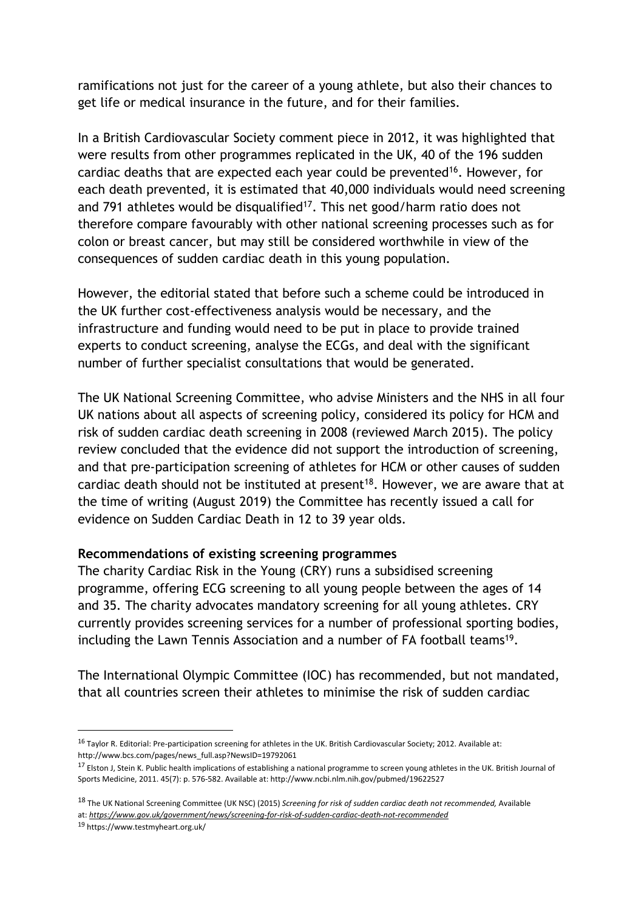ramifications not just for the career of a young athlete, but also their chances to get life or medical insurance in the future, and for their families.

In a British Cardiovascular Society comment piece in 2012, it was highlighted that were results from other programmes replicated in the UK, 40 of the 196 sudden cardiac deaths that are expected each year could be prevented[16]. However, for each death prevented, it is estimated that 40,000 individuals would need screening and 791 athletes would be disqualified[17]. This net good/harm ratio does not therefore compare favourably with other national screening processes such as for colon or breast cancer, but may still be considered worthwhile in view of the consequences of sudden cardiac death in this young population.

However, the editorial stated that before such a scheme could be introduced in the UK further cost-effectiveness analysis would be necessary, and the infrastructure and funding would need to be put in place to provide trained experts to conduct screening, analyse the ECGs, and deal with the significant number of further specialist consultations that would be generated.

The UK National Screening Committee, who advise Ministers and the NHS in all four UK nations about all aspects of screening policy, considered its policy for HCM and risk of sudden cardiac death screening in 2008 (reviewed March 2015). The policy review concluded that the evidence did not support the introduction of screening, and that pre-participation screening of athletes for HCM or other causes of sudden cardiac death should not be instituted at present[18]. However, we are aware that at the time of writing (August 2019) the Committee has recently issued a call for evidence on Sudden Cardiac Death in 12 to 39 year olds.

**Recommendations of existing screening programmes**

The charity Cardiac Risk in the Young (CRY) runs a subsidised screening programme, offering ECG screening to all young people between the ages of 14 and 35. The charity advocates mandatory screening for all young athletes. CRY currently provides screening services for a number of professional sporting bodies, including the Lawn Tennis Association and a number of FA football teams[19].

The International Olympic Committee (IOC) has recommended, but not mandated, that all countries screen their athletes to minimise the risk of sudden cardiac

---

[16] Taylor R. Editorial: Pre-participation screening for athletes in the UK. British Cardiovascular Society; 2012. Available at: http://www.bcs.com/pages/news_full.asp?NewsID=19792061

[17] Elston J, Stein K. Public health implications of establishing a national programme to screen young athletes in the UK. British Journal of Sports Medicine, 2011. 45(7): p. 576-582. Available at: http://www.ncbi.nlm.nih.gov/pubmed/19622527

[18] The UK National Screening Committee (UK NSC) (2015) *Screening for risk of sudden cardiac death not recommended,* Available at: *https://www.gov.uk/government/news/screening-for-risk-of-sudden-cardiac-death-not-recommended*

[19] https://www.testmyheart.org.uk/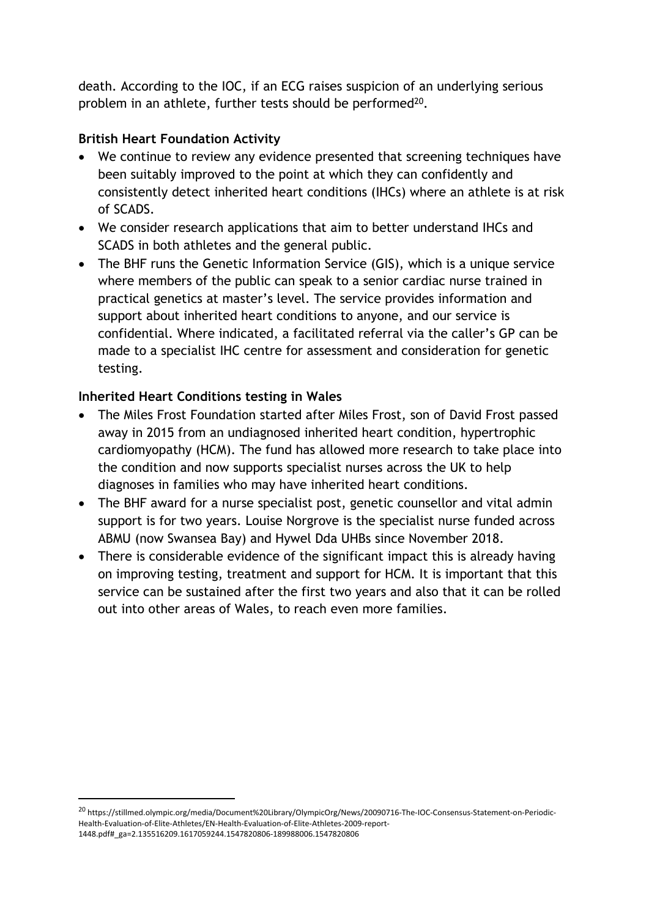death. According to the IOC, if an ECG raises suspicion of an underlying serious problem in an athlete, further tests should be performed[20].

**British Heart Foundation Activity**

- We continue to review any evidence presented that screening techniques have been suitably improved to the point at which they can confidently and consistently detect inherited heart conditions (IHCs) where an athlete is at risk of SCADS.
- We consider research applications that aim to better understand IHCs and SCADS in both athletes and the general public.
- The BHF runs the Genetic Information Service (GIS), which is a unique service where members of the public can speak to a senior cardiac nurse trained in practical genetics at master's level. The service provides information and support about inherited heart conditions to anyone, and our service is confidential. Where indicated, a facilitated referral via the caller's GP can be made to a specialist IHC centre for assessment and consideration for genetic testing.

**Inherited Heart Conditions testing in Wales**

- The Miles Frost Foundation started after Miles Frost, son of David Frost passed away in 2015 from an undiagnosed inherited heart condition, hypertrophic cardiomyopathy (HCM). The fund has allowed more research to take place into the condition and now supports specialist nurses across the UK to help diagnoses in families who may have inherited heart conditions.
- The BHF award for a nurse specialist post, genetic counsellor and vital admin support is for two years. Louise Norgrove is the specialist nurse funded across ABMU (now Swansea Bay) and Hywel Dda UHBs since November 2018.
- There is considerable evidence of the significant impact this is already having on improving testing, treatment and support for HCM. It is important that this service can be sustained after the first two years and also that it can be rolled out into other areas of Wales, to reach even more families.

[20] https://stillmed.olympic.org/media/Document%20Library/OlympicOrg/News/20090716-The-IOC-Consensus-Statement-on-Periodic-Health-Evaluation-of-Elite-Athletes/EN-Health-Evaluation-of-Elite-Athletes-2009-report-1448.pdf#_ga=2.135516209.1617059244.1547820806-189988006.1547820806